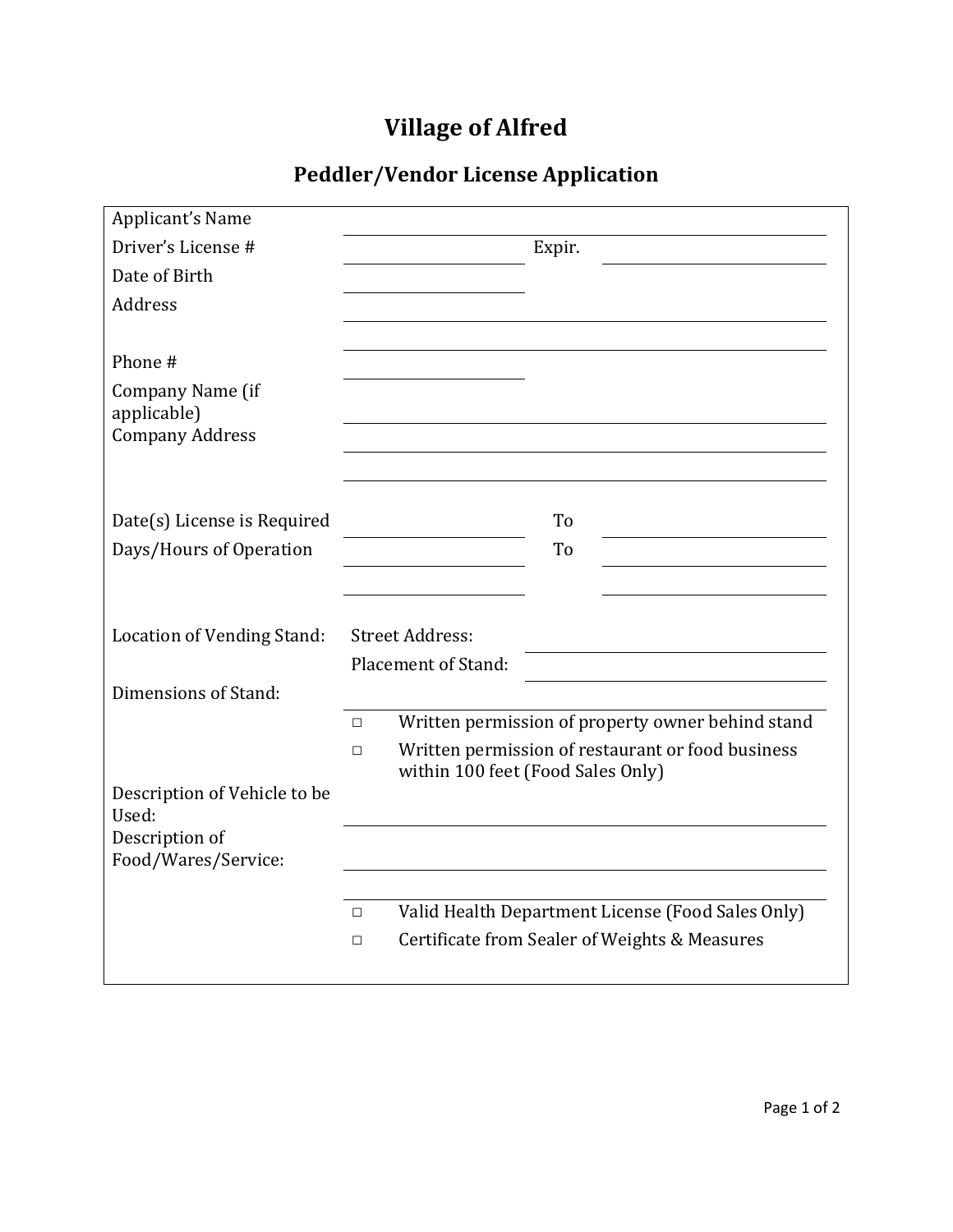# Village of Alfred

## Peddler/Vendor License Application

Applicant's Name ______________________________

Driver's License # ______________ Expir. ______________

Date of Birth ______________

Address ______________________________

______________________________

Phone # ______________

Company Name (if applicable) ______________________________

Company Address ______________________________

______________________________

Date(s) License is Required ______________ To ______________

Days/Hours of Operation ______________ To ______________

______________ ______________

Location of Vending Stand: Street Address: ______________

Placement of Stand: ______________

Dimensions of Stand: ______________________________

- ☐ Written permission of property owner behind stand
- ☐ Written permission of restaurant or food business within 100 feet (Food Sales Only)

Description of Vehicle to be Used: ______________________________

Description of Food/Wares/Service: ______________________________

______________________________

- ☐ Valid Health Department License (Food Sales Only)
- ☐ Certificate from Sealer of Weights & Measures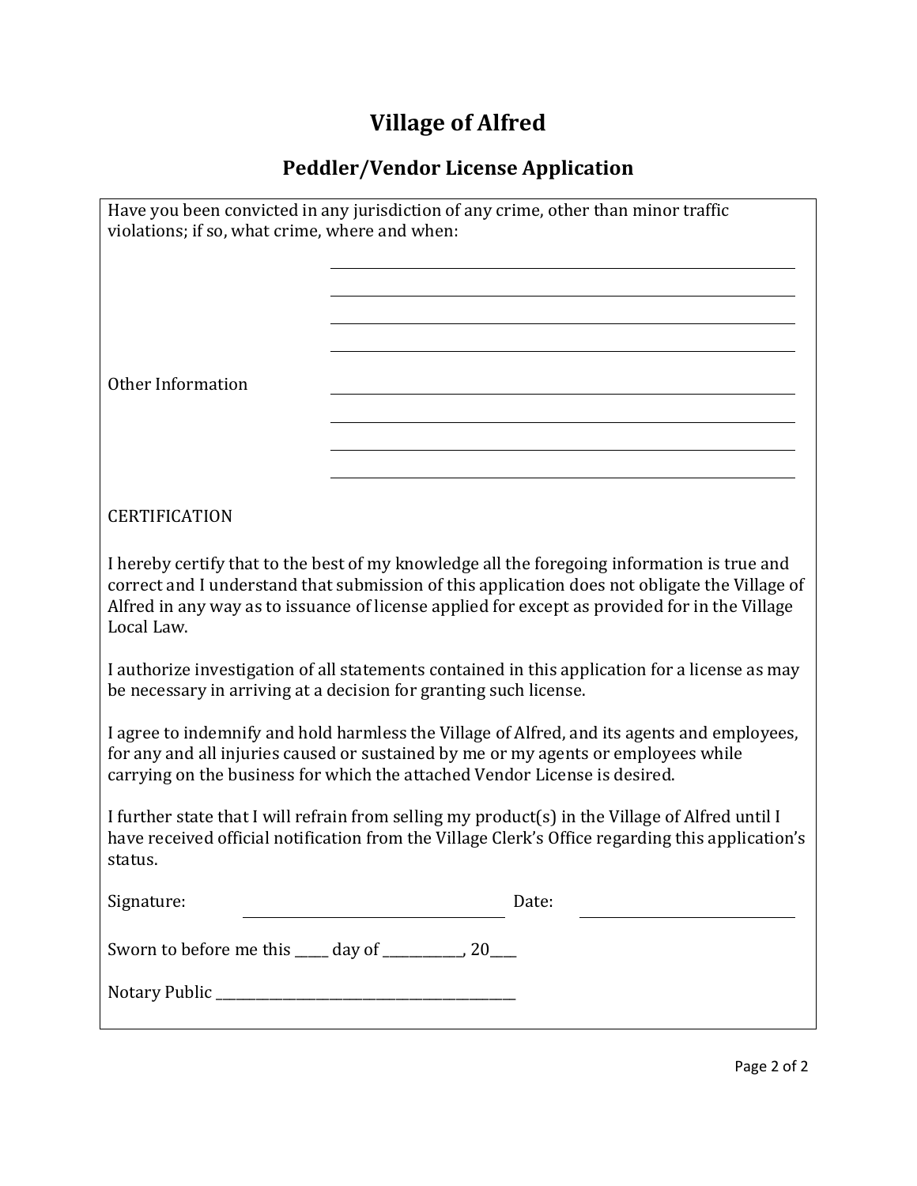# Village of Alfred

## Peddler/Vendor License Application

Have you been convicted in any jurisdiction of any crime, other than minor traffic violations; if so, what crime, where and when:

\_\_\_\_\_\_\_\_\_\_\_\_\_\_\_\_\_\_\_\_\_\_\_\_\_\_\_\_\_\_\_\_\_\_\_\_\_\_\_\_

\_\_\_\_\_\_\_\_\_\_\_\_\_\_\_\_\_\_\_\_\_\_\_\_\_\_\_\_\_\_\_\_\_\_\_\_\_\_\_\_

\_\_\_\_\_\_\_\_\_\_\_\_\_\_\_\_\_\_\_\_\_\_\_\_\_\_\_\_\_\_\_\_\_\_\_\_\_\_\_\_

\_\_\_\_\_\_\_\_\_\_\_\_\_\_\_\_\_\_\_\_\_\_\_\_\_\_\_\_\_\_\_\_\_\_\_\_\_\_\_\_

Other Information \_\_\_\_\_\_\_\_\_\_\_\_\_\_\_\_\_\_\_\_\_\_\_\_\_\_\_\_\_\_\_\_\_\_\_\_\_\_\_\_

\_\_\_\_\_\_\_\_\_\_\_\_\_\_\_\_\_\_\_\_\_\_\_\_\_\_\_\_\_\_\_\_\_\_\_\_\_\_\_\_

\_\_\_\_\_\_\_\_\_\_\_\_\_\_\_\_\_\_\_\_\_\_\_\_\_\_\_\_\_\_\_\_\_\_\_\_\_\_\_\_

\_\_\_\_\_\_\_\_\_\_\_\_\_\_\_\_\_\_\_\_\_\_\_\_\_\_\_\_\_\_\_\_\_\_\_\_\_\_\_\_

CERTIFICATION

I hereby certify that to the best of my knowledge all the foregoing information is true and correct and I understand that submission of this application does not obligate the Village of Alfred in any way as to issuance of license applied for except as provided for in the Village Local Law.

I authorize investigation of all statements contained in this application for a license as may be necessary in arriving at a decision for granting such license.

I agree to indemnify and hold harmless the Village of Alfred, and its agents and employees, for any and all injuries caused or sustained by me or my agents or employees while carrying on the business for which the attached Vendor License is desired.

I further state that I will refrain from selling my product(s) in the Village of Alfred until I have received official notification from the Village Clerk's Office regarding this application's status.

Signature: \_\_\_\_\_\_\_\_\_\_\_\_\_\_\_\_\_\_\_\_\_\_\_\_\_\_\_\_ Date: \_\_\_\_\_\_\_\_\_\_\_\_\_\_\_\_\_\_\_\_

Sworn to before me this \_\_\_\_\_ day of \_\_\_\_\_\_\_\_\_\_\_\_, 20\_\_\_\_

Notary Public \_\_\_\_\_\_\_\_\_\_\_\_\_\_\_\_\_\_\_\_\_\_\_\_\_\_\_\_\_\_\_\_\_\_\_\_\_\_\_\_\_\_\_\_\_\_